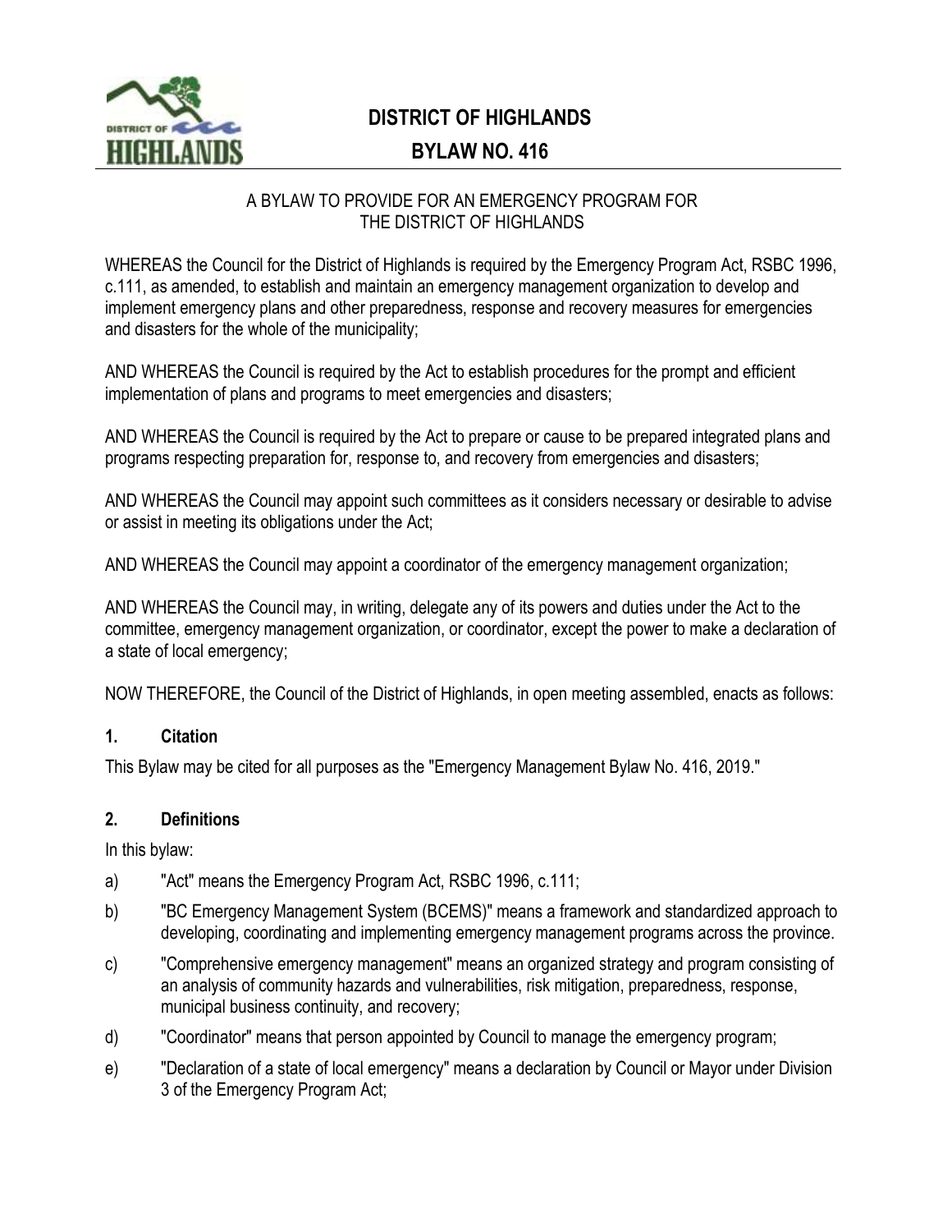# DISTRICT OF HIGHLANDS

# BYLAW NO. 416

A BYLAW TO PROVIDE FOR AN EMERGENCY PROGRAM FOR THE DISTRICT OF HIGHLANDS

WHEREAS the Council for the District of Highlands is required by the Emergency Program Act, RSBC 1996, c.111, as amended, to establish and maintain an emergency management organization to develop and implement emergency plans and other preparedness, response and recovery measures for emergencies and disasters for the whole of the municipality;

AND WHEREAS the Council is required by the Act to establish procedures for the prompt and efficient implementation of plans and programs to meet emergencies and disasters;

AND WHEREAS the Council is required by the Act to prepare or cause to be prepared integrated plans and programs respecting preparation for, response to, and recovery from emergencies and disasters;

AND WHEREAS the Council may appoint such committees as it considers necessary or desirable to advise or assist in meeting its obligations under the Act;

AND WHEREAS the Council may appoint a coordinator of the emergency management organization;

AND WHEREAS the Council may, in writing, delegate any of its powers and duties under the Act to the committee, emergency management organization, or coordinator, except the power to make a declaration of a state of local emergency;

NOW THEREFORE, the Council of the District of Highlands, in open meeting assembled, enacts as follows:

## 1. Citation

This Bylaw may be cited for all purposes as the "Emergency Management Bylaw No. 416, 2019."

## 2. Definitions

In this bylaw:

a) "Act" means the Emergency Program Act, RSBC 1996, c.111;

b) "BC Emergency Management System (BCEMS)" means a framework and standardized approach to developing, coordinating and implementing emergency management programs across the province.

c) "Comprehensive emergency management" means an organized strategy and program consisting of an analysis of community hazards and vulnerabilities, risk mitigation, preparedness, response, municipal business continuity, and recovery;

d) "Coordinator" means that person appointed by Council to manage the emergency program;

e) "Declaration of a state of local emergency" means a declaration by Council or Mayor under Division 3 of the Emergency Program Act;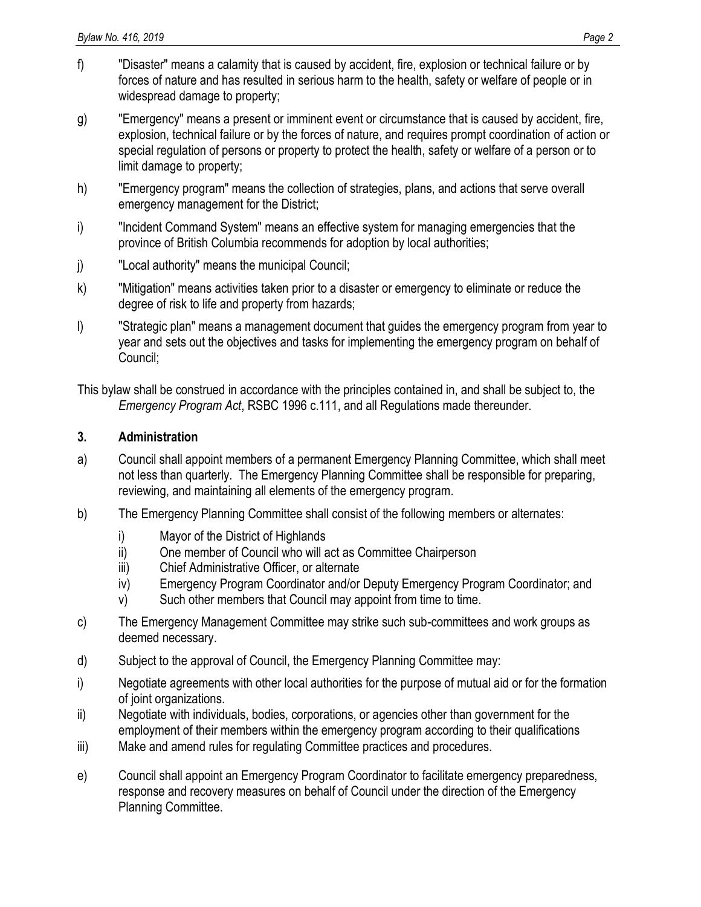f) "Disaster" means a calamity that is caused by accident, fire, explosion or technical failure or by forces of nature and has resulted in serious harm to the health, safety or welfare of people or in widespread damage to property;

g) "Emergency" means a present or imminent event or circumstance that is caused by accident, fire, explosion, technical failure or by the forces of nature, and requires prompt coordination of action or special regulation of persons or property to protect the health, safety or welfare of a person or to limit damage to property;

h) "Emergency program" means the collection of strategies, plans, and actions that serve overall emergency management for the District;

i) "Incident Command System" means an effective system for managing emergencies that the province of British Columbia recommends for adoption by local authorities;

j) "Local authority" means the municipal Council;

k) "Mitigation" means activities taken prior to a disaster or emergency to eliminate or reduce the degree of risk to life and property from hazards;

l) "Strategic plan" means a management document that guides the emergency program from year to year and sets out the objectives and tasks for implementing the emergency program on behalf of Council;

This bylaw shall be construed in accordance with the principles contained in, and shall be subject to, the *Emergency Program Act*, RSBC 1996 c.111, and all Regulations made thereunder.

### 3. Administration

a) Council shall appoint members of a permanent Emergency Planning Committee, which shall meet not less than quarterly. The Emergency Planning Committee shall be responsible for preparing, reviewing, and maintaining all elements of the emergency program.

b) The Emergency Planning Committee shall consist of the following members or alternates:

   i) Mayor of the District of Highlands
   ii) One member of Council who will act as Committee Chairperson
   iii) Chief Administrative Officer, or alternate
   iv) Emergency Program Coordinator and/or Deputy Emergency Program Coordinator; and
   v) Such other members that Council may appoint from time to time.

c) The Emergency Management Committee may strike such sub-committees and work groups as deemed necessary.

d) Subject to the approval of Council, the Emergency Planning Committee may:

i) Negotiate agreements with other local authorities for the purpose of mutual aid or for the formation of joint organizations.

ii) Negotiate with individuals, bodies, corporations, or agencies other than government for the employment of their members within the emergency program according to their qualifications

iii) Make and amend rules for regulating Committee practices and procedures.

e) Council shall appoint an Emergency Program Coordinator to facilitate emergency preparedness, response and recovery measures on behalf of Council under the direction of the Emergency Planning Committee.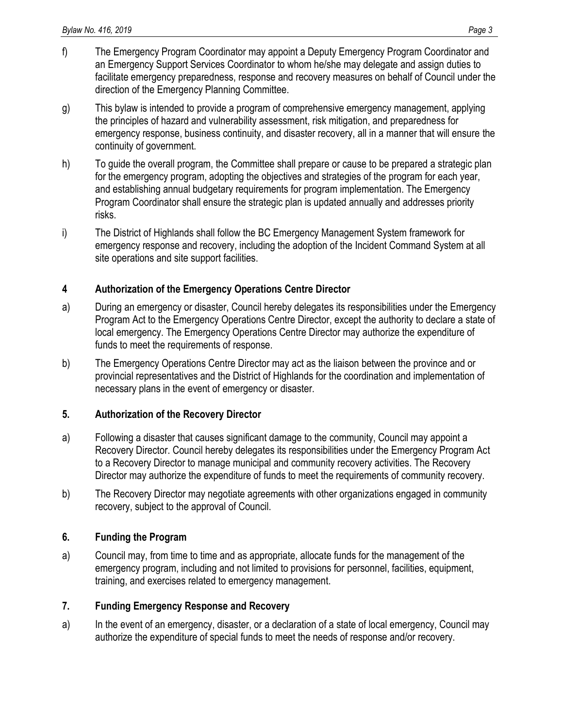f) The Emergency Program Coordinator may appoint a Deputy Emergency Program Coordinator and an Emergency Support Services Coordinator to whom he/she may delegate and assign duties to facilitate emergency preparedness, response and recovery measures on behalf of Council under the direction of the Emergency Planning Committee.

g) This bylaw is intended to provide a program of comprehensive emergency management, applying the principles of hazard and vulnerability assessment, risk mitigation, and preparedness for emergency response, business continuity, and disaster recovery, all in a manner that will ensure the continuity of government.

h) To guide the overall program, the Committee shall prepare or cause to be prepared a strategic plan for the emergency program, adopting the objectives and strategies of the program for each year, and establishing annual budgetary requirements for program implementation. The Emergency Program Coordinator shall ensure the strategic plan is updated annually and addresses priority risks.

i) The District of Highlands shall follow the BC Emergency Management System framework for emergency response and recovery, including the adoption of the Incident Command System at all site operations and site support facilities.

## 4 Authorization of the Emergency Operations Centre Director

a) During an emergency or disaster, Council hereby delegates its responsibilities under the Emergency Program Act to the Emergency Operations Centre Director, except the authority to declare a state of local emergency. The Emergency Operations Centre Director may authorize the expenditure of funds to meet the requirements of response.

b) The Emergency Operations Centre Director may act as the liaison between the province and or provincial representatives and the District of Highlands for the coordination and implementation of necessary plans in the event of emergency or disaster.

## 5. Authorization of the Recovery Director

a) Following a disaster that causes significant damage to the community, Council may appoint a Recovery Director. Council hereby delegates its responsibilities under the Emergency Program Act to a Recovery Director to manage municipal and community recovery activities. The Recovery Director may authorize the expenditure of funds to meet the requirements of community recovery.

b) The Recovery Director may negotiate agreements with other organizations engaged in community recovery, subject to the approval of Council.

## 6. Funding the Program

a) Council may, from time to time and as appropriate, allocate funds for the management of the emergency program, including and not limited to provisions for personnel, facilities, equipment, training, and exercises related to emergency management.

## 7. Funding Emergency Response and Recovery

a) In the event of an emergency, disaster, or a declaration of a state of local emergency, Council may authorize the expenditure of special funds to meet the needs of response and/or recovery.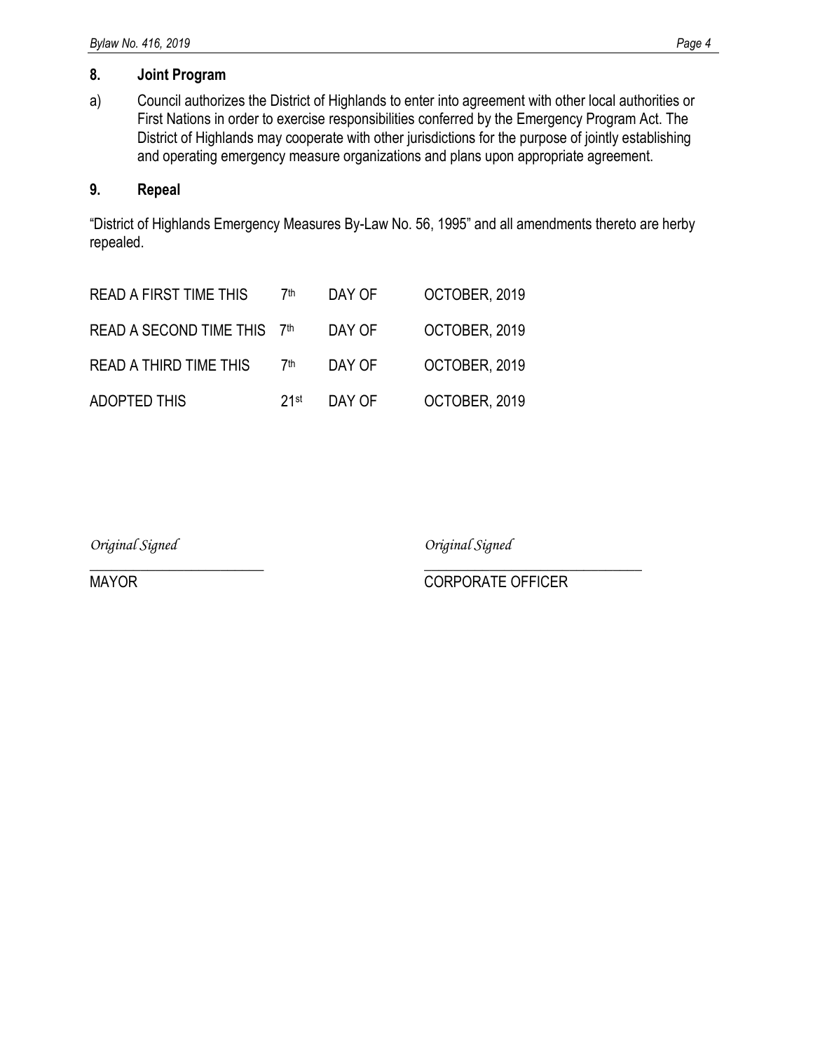## 8. Joint Program

a) Council authorizes the District of Highlands to enter into agreement with other local authorities or First Nations in order to exercise responsibilities conferred by the Emergency Program Act. The District of Highlands may cooperate with other jurisdictions for the purpose of jointly establishing and operating emergency measure organizations and plans upon appropriate agreement.

## 9. Repeal

"District of Highlands Emergency Measures By-Law No. 56, 1995" and all amendments thereto are herby repealed.

| | | | |
|---|---|---|---|
| READ A FIRST TIME THIS | 7th | DAY OF | OCTOBER, 2019 |
| READ A SECOND TIME THIS | 7th | DAY OF | OCTOBER, 2019 |
| READ A THIRD TIME THIS | 7th | DAY OF | OCTOBER, 2019 |
| ADOPTED THIS | 21st | DAY OF | OCTOBER, 2019 |

*Original Signed*
\_\_\_\_\_\_\_\_\_\_\_\_\_\_\_\_\_\_\_\_\_\_\_\_
MAYOR

*Original Signed*
\_\_\_\_\_\_\_\_\_\_\_\_\_\_\_\_\_\_\_\_\_\_\_\_
CORPORATE OFFICER